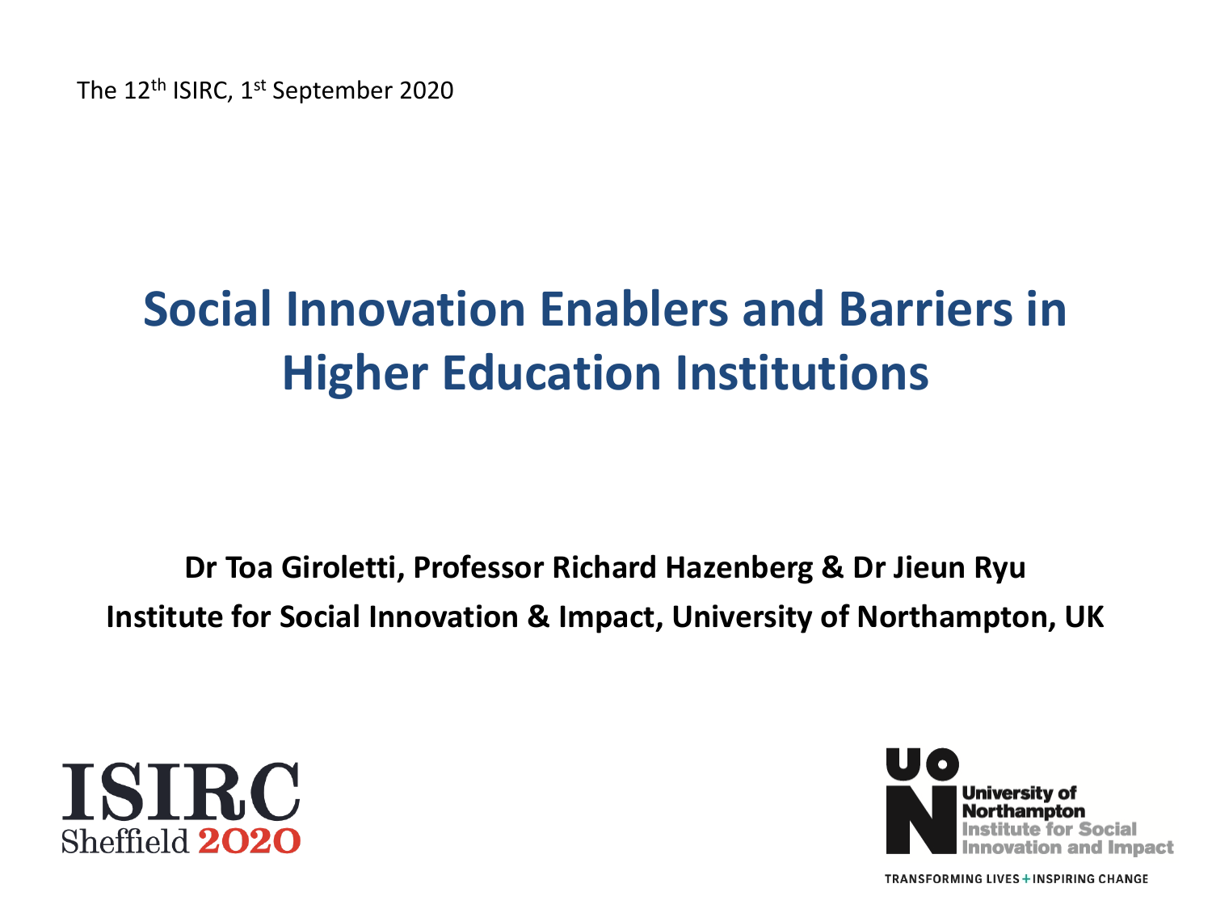The 12th ISIRC, 1st September 2020

# Social Innovation Enablers and Barriers in Higher Education Institutions

**Dr Toa Giroletti, Professor Richard Hazenberg & Dr Jieun Ryu**

**Institute for Social Innovation & Impact, University of Northampton, UK**

ISIRC Sheffield 2020

University of Northampton Institute for Social Innovation and Impact

TRANSFORMING LIVES + INSPIRING CHANGE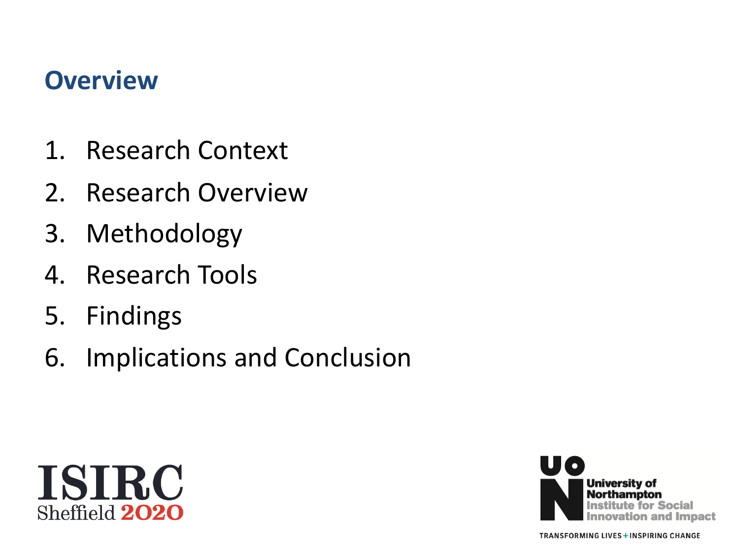## Overview

1. Research Context
2. Research Overview
3. Methodology
4. Research Tools
5. Findings
6. Implications and Conclusion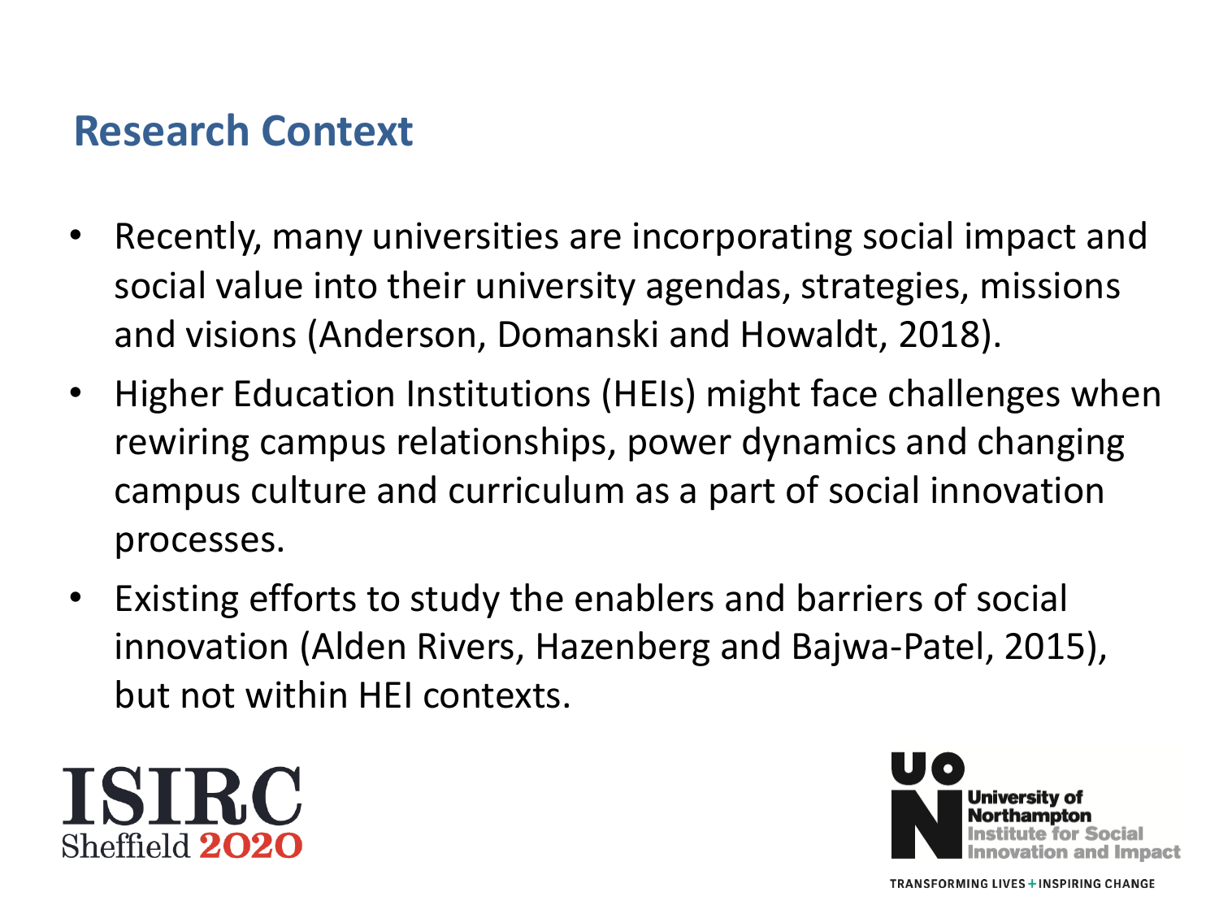## Research Context

- Recently, many universities are incorporating social impact and social value into their university agendas, strategies, missions and visions (Anderson, Domanski and Howaldt, 2018).
- Higher Education Institutions (HEIs) might face challenges when rewiring campus relationships, power dynamics and changing campus culture and curriculum as a part of social innovation processes.
- Existing efforts to study the enablers and barriers of social innovation (Alden Rivers, Hazenberg and Bajwa-Patel, 2015), but not within HEI contexts.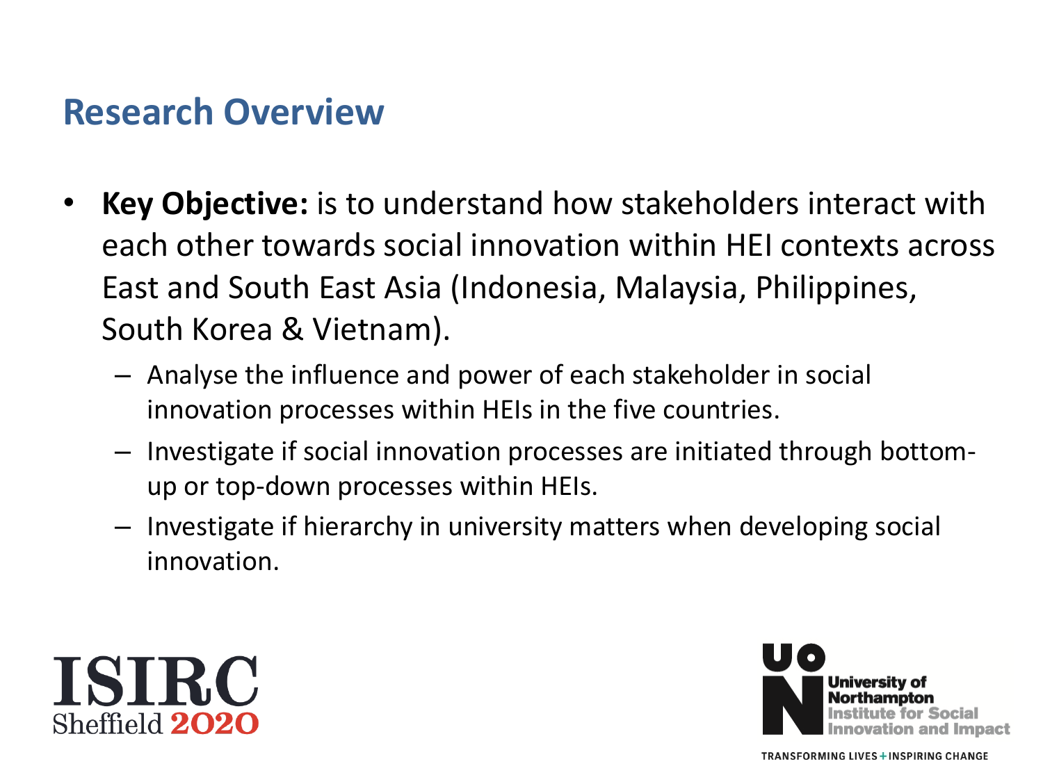## Research Overview

- **Key Objective:** is to understand how stakeholders interact with each other towards social innovation within HEI contexts across East and South East Asia (Indonesia, Malaysia, Philippines, South Korea & Vietnam).
  - Analyse the influence and power of each stakeholder in social innovation processes within HEIs in the five countries.
  - Investigate if social innovation processes are initiated through bottom-up or top-down processes within HEIs.
  - Investigate if hierarchy in university matters when developing social innovation.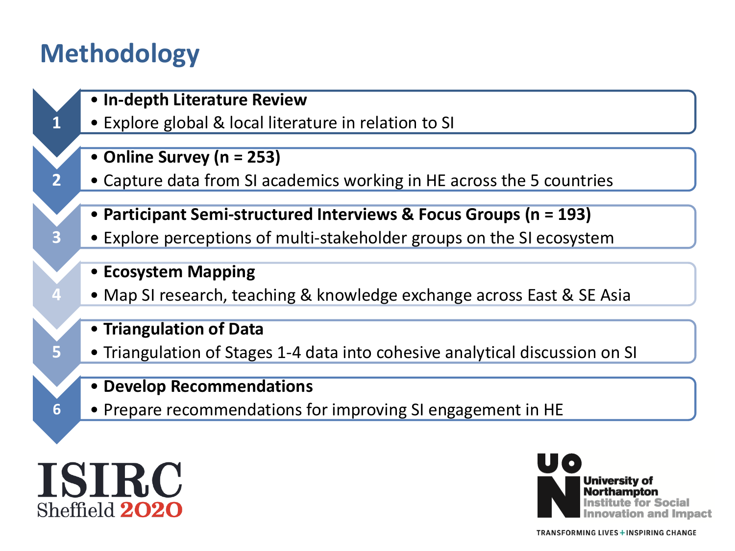# Methodology

1
- **In-depth Literature Review**
- Explore global & local literature in relation to SI

2
- **Online Survey (n = 253)**
- Capture data from SI academics working in HE across the 5 countries

3
- **Participant Semi-structured Interviews & Focus Groups (n = 193)**
- Explore perceptions of multi-stakeholder groups on the SI ecosystem

4
- **Ecosystem Mapping**
- Map SI research, teaching & knowledge exchange across East & SE Asia

5
- **Triangulation of Data**
- Triangulation of Stages 1-4 data into cohesive analytical discussion on SI

6
- **Develop Recommendations**
- Prepare recommendations for improving SI engagement in HE

ISIRC Sheffield 2020

University of Northampton Institute for Social Innovation and Impact

TRANSFORMING LIVES + INSPIRING CHANGE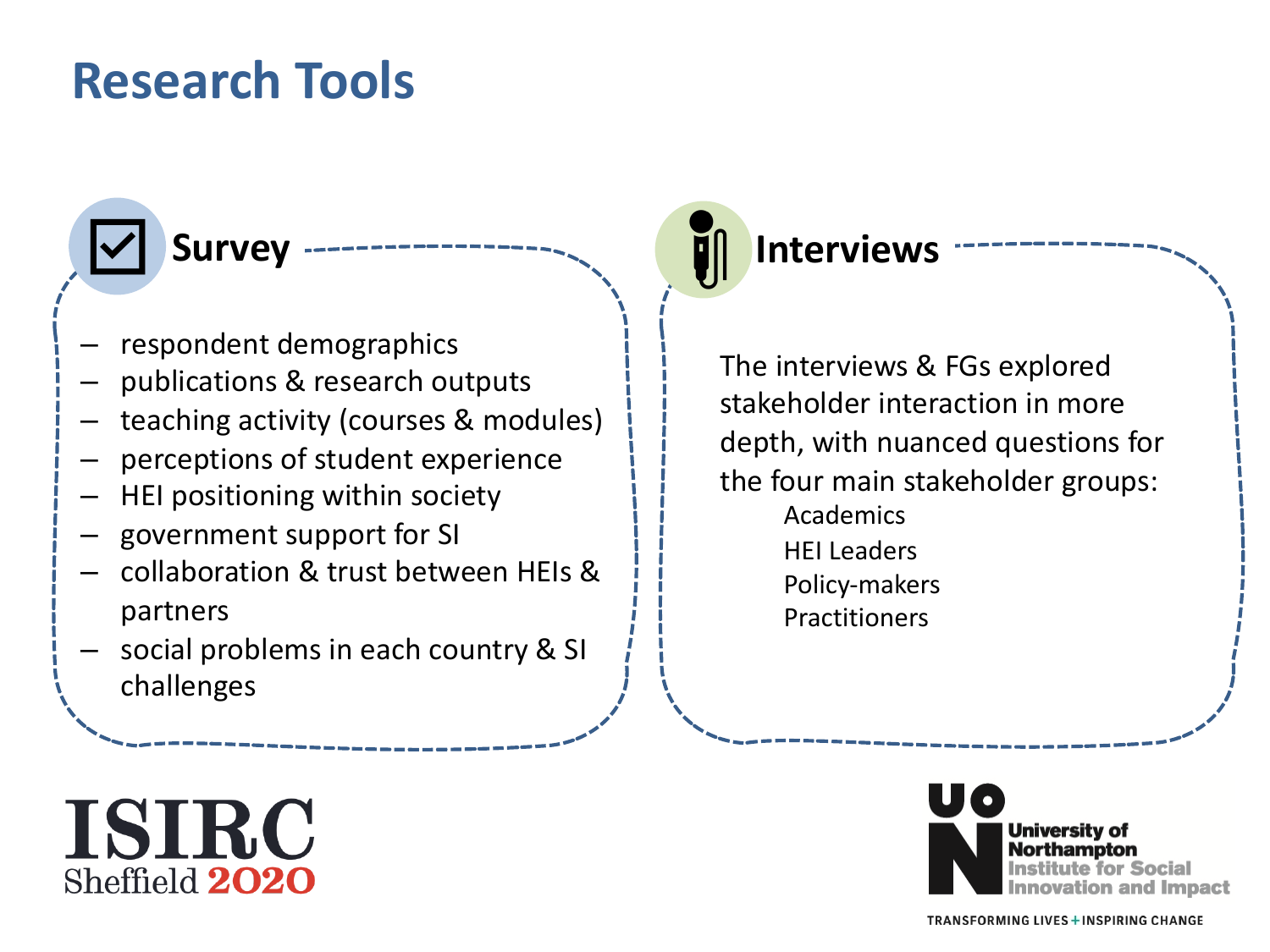# Research Tools

## Survey

- respondent demographics
- publications & research outputs
- teaching activity (courses & modules)
- perceptions of student experience
- HEI positioning within society
- government support for SI
- collaboration & trust between HEIs & partners
- social problems in each country & SI challenges

## Interviews

The interviews & FGs explored stakeholder interaction in more depth, with nuanced questions for the four main stakeholder groups:

- Academics
- HEI Leaders
- Policy-makers
- Practitioners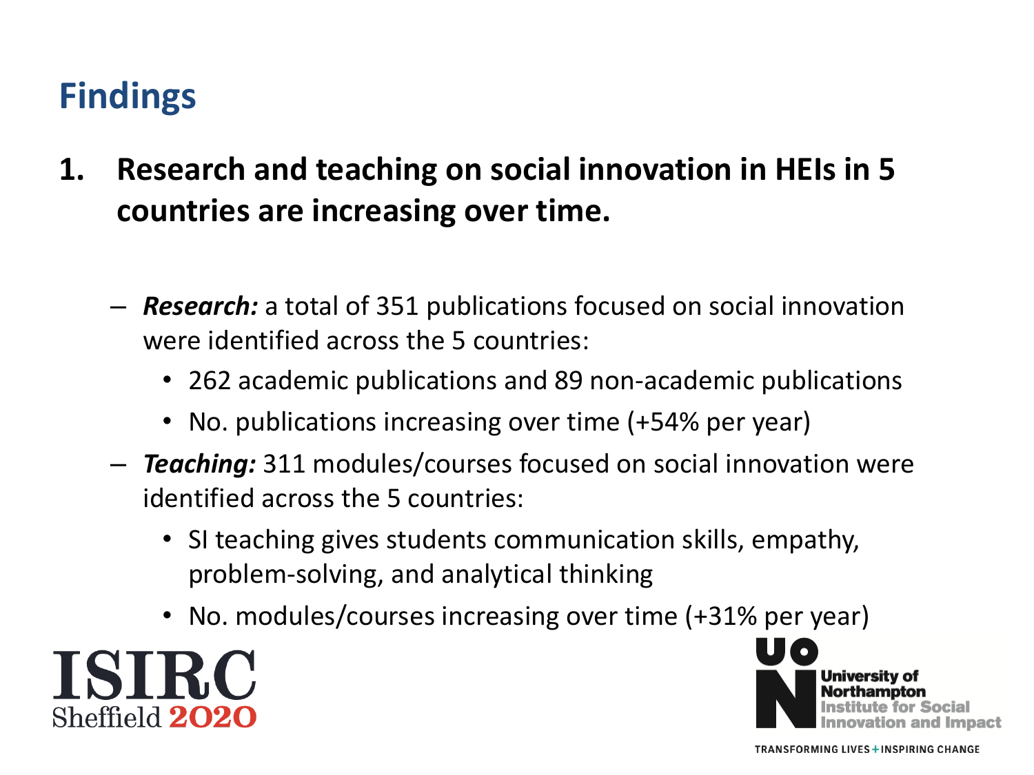# Findings

1. **Research and teaching on social innovation in HEIs in 5 countries are increasing over time.**

   - ***Research:*** a total of 351 publications focused on social innovation were identified across the 5 countries:
     - 262 academic publications and 89 non-academic publications
     - No. publications increasing over time (+54% per year)
   - ***Teaching:*** 311 modules/courses focused on social innovation were identified across the 5 countries:
     - SI teaching gives students communication skills, empathy, problem-solving, and analytical thinking
     - No. modules/courses increasing over time (+31% per year)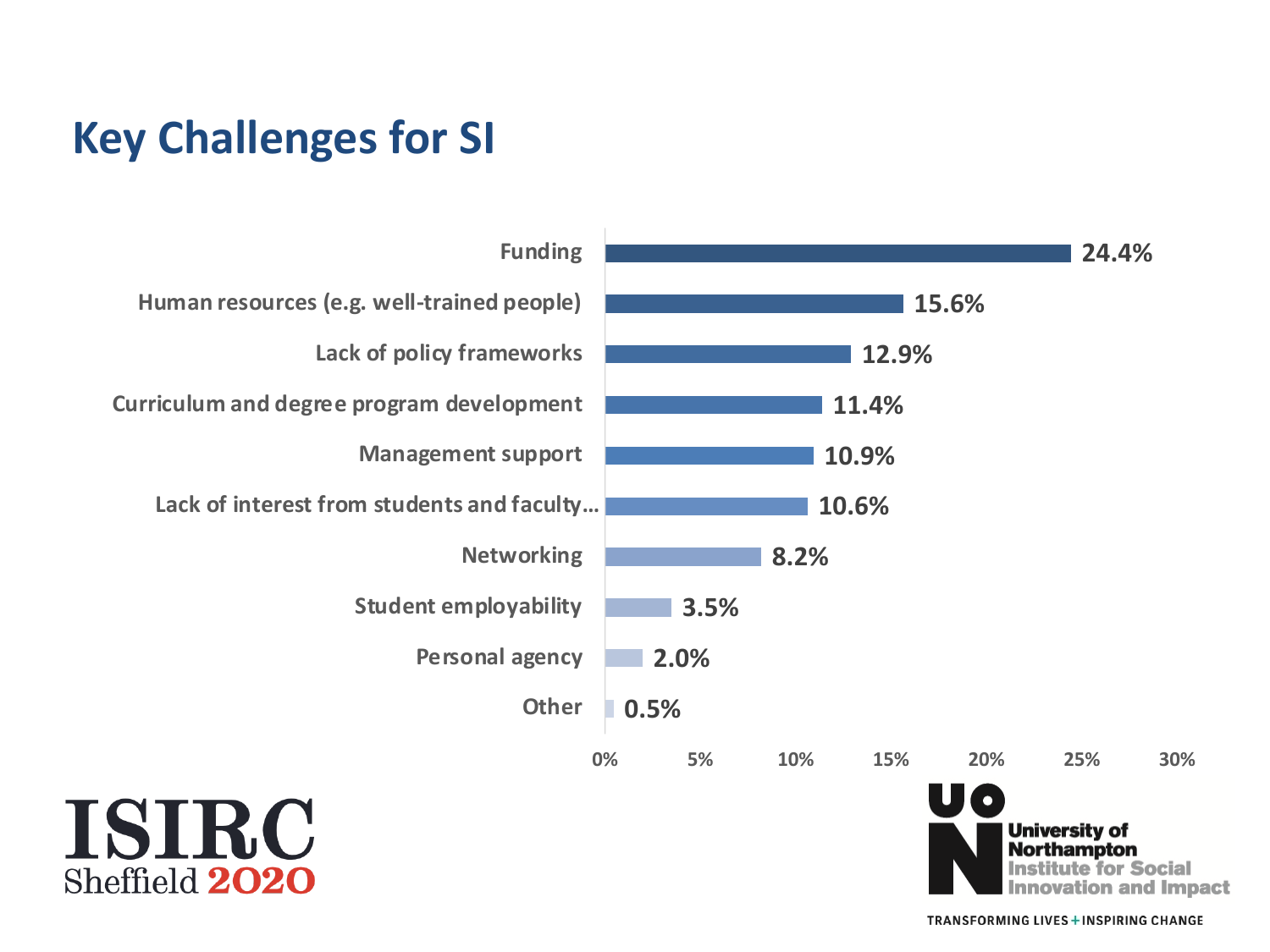# Key Challenges for SI

| Challenge | Percentage |
| --- | --- |
| Funding | 24.4% |
| Human resources (e.g. well-trained people) | 15.6% |
| Lack of policy frameworks | 12.9% |
| Curriculum and degree program development | 11.4% |
| Management support | 10.9% |
| Lack of interest from students and faculty... | 10.6% |
| Networking | 8.2% |
| Student employability | 3.5% |
| Personal agency | 2.0% |
| Other | 0.5% |

ISIRC Sheffield 2020

University of Northampton Institute for Social Innovation and Impact

TRANSFORMING LIVES + INSPIRING CHANGE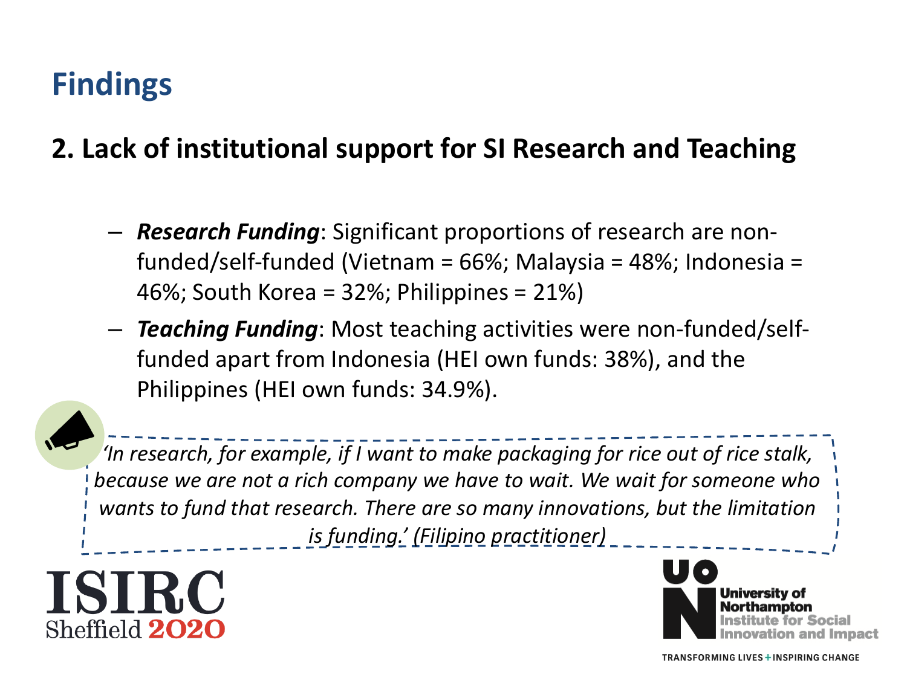# Findings

## 2. Lack of institutional support for SI Research and Teaching

- ***Research Funding***: Significant proportions of research are non-funded/self-funded (Vietnam = 66%; Malaysia = 48%; Indonesia = 46%; South Korea = 32%; Philippines = 21%)
- ***Teaching Funding***: Most teaching activities were non-funded/self-funded apart from Indonesia (HEI own funds: 38%), and the Philippines (HEI own funds: 34.9%).

*'In research, for example, if I want to make packaging for rice out of rice stalk, because we are not a rich company we have to wait. We wait for someone who wants to fund that research. There are so many innovations, but the limitation is funding.' (Filipino practitioner)*

ISIRC Sheffield 2020

University of Northampton Institute for Social Innovation and Impact

TRANSFORMING LIVES + INSPIRING CHANGE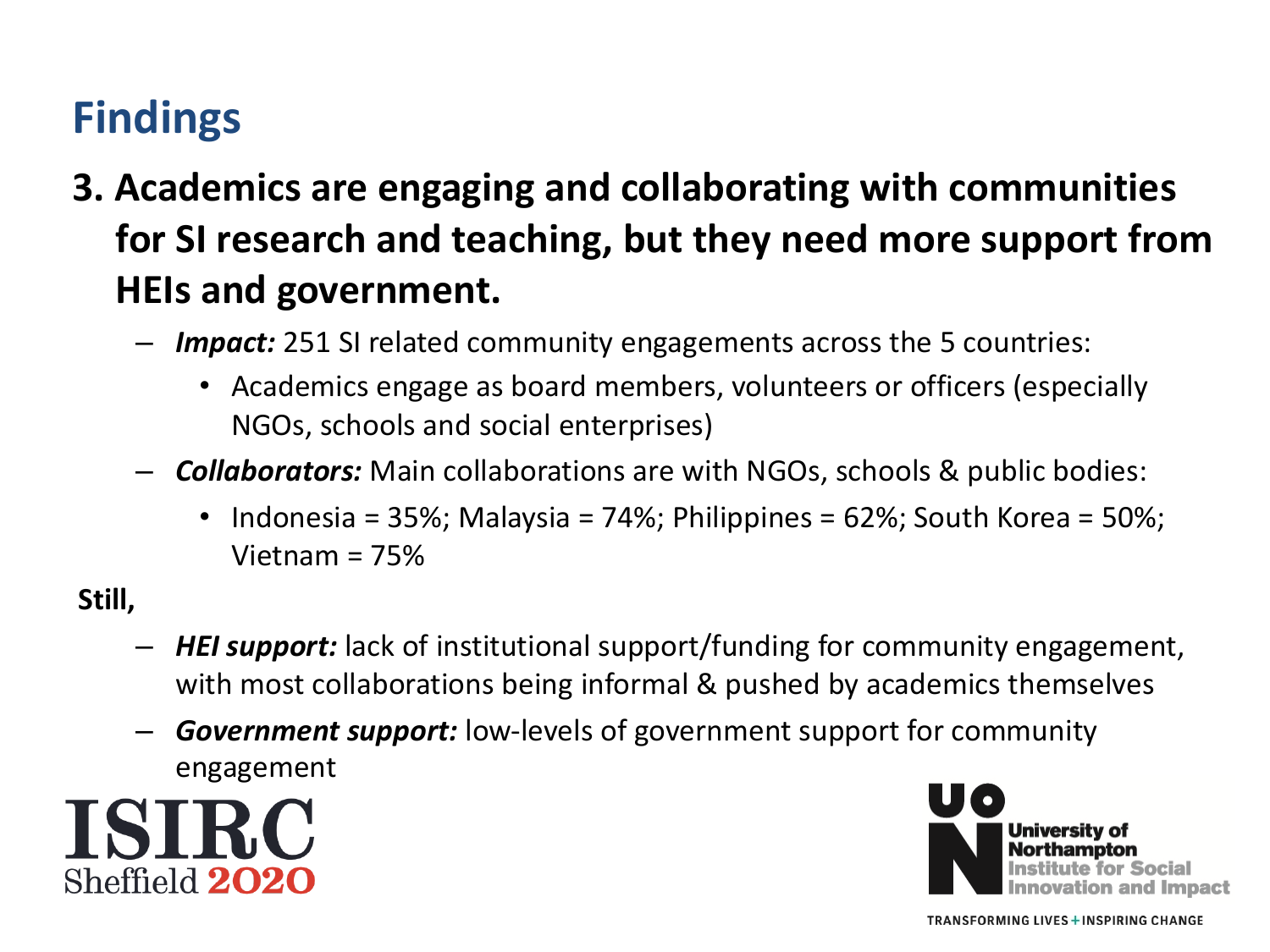## Findings

**3. Academics are engaging and collaborating with communities for SI research and teaching, but they need more support from HEIs and government.**

- ***Impact:*** 251 SI related community engagements across the 5 countries:
  - Academics engage as board members, volunteers or officers (especially NGOs, schools and social enterprises)
- ***Collaborators:*** Main collaborations are with NGOs, schools & public bodies:
  - Indonesia = 35%; Malaysia = 74%; Philippines = 62%; South Korea = 50%; Vietnam = 75%

**Still,**

- ***HEI support:*** lack of institutional support/funding for community engagement, with most collaborations being informal & pushed by academics themselves
- ***Government support:*** low-levels of government support for community engagement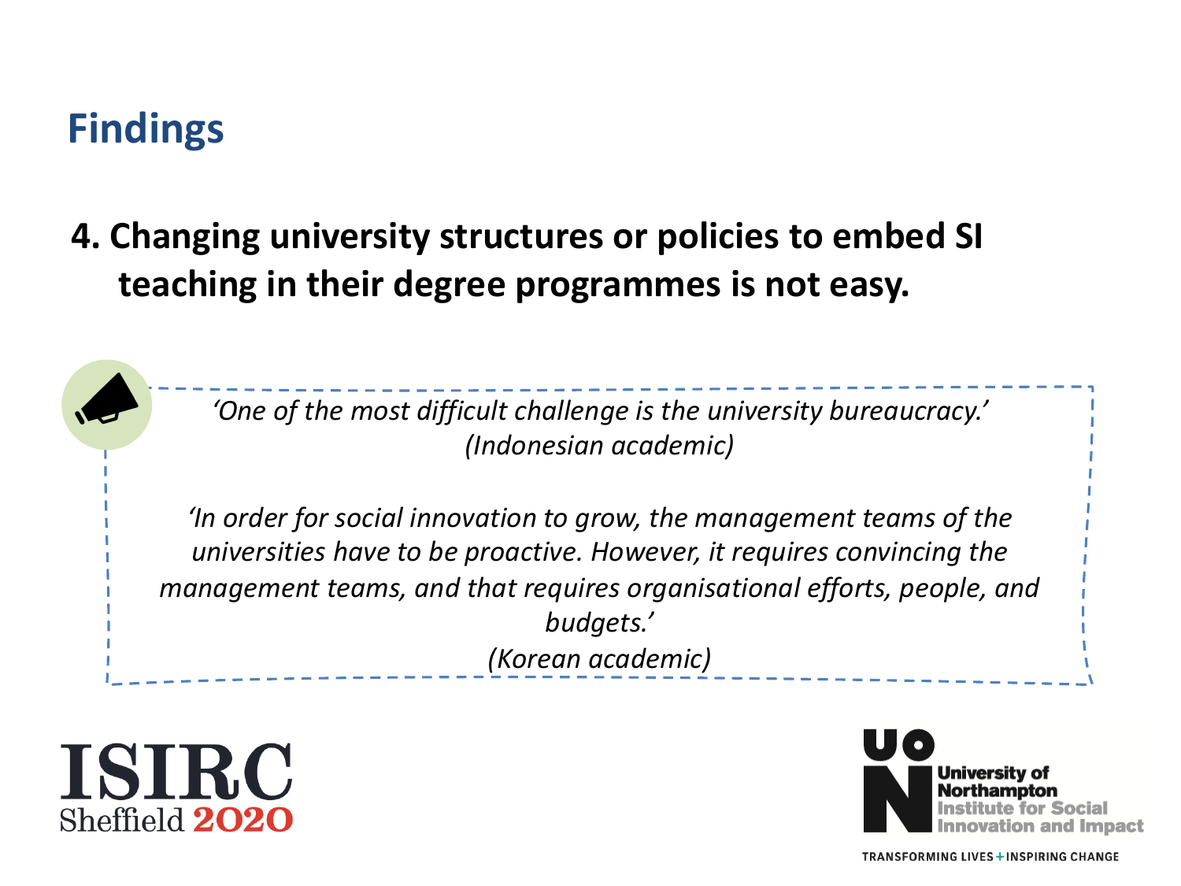## Findings

**4. Changing university structures or policies to embed SI teaching in their degree programmes is not easy.**

*'One of the most difficult challenge is the university bureaucracy.'*
*(Indonesian academic)*

*'In order for social innovation to grow, the management teams of the universities have to be proactive. However, it requires convincing the management teams, and that requires organisational efforts, people, and budgets.'*
*(Korean academic)*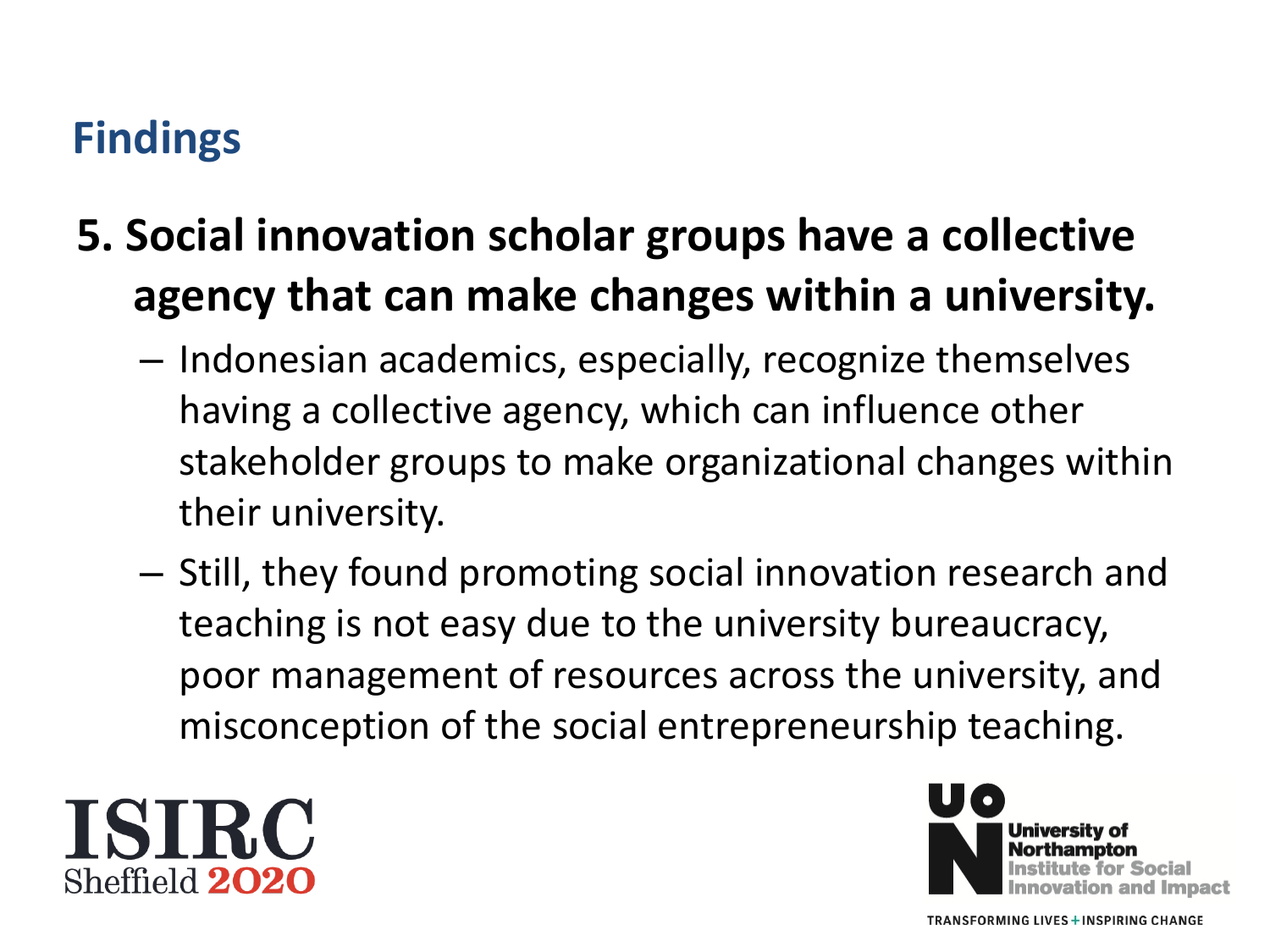## Findings

**5. Social innovation scholar groups have a collective agency that can make changes within a university.**

- Indonesian academics, especially, recognize themselves having a collective agency, which can influence other stakeholder groups to make organizational changes within their university.
- Still, they found promoting social innovation research and teaching is not easy due to the university bureaucracy, poor management of resources across the university, and misconception of the social entrepreneurship teaching.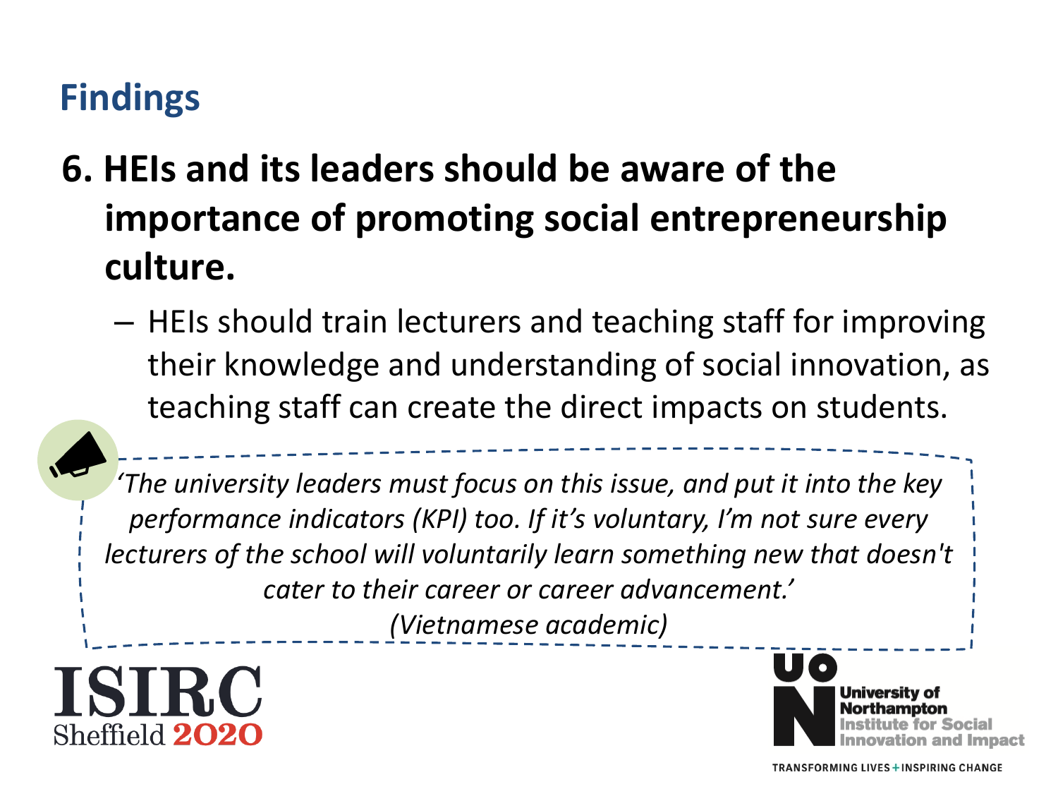## Findings

**6. HEIs and its leaders should be aware of the importance of promoting social entrepreneurship culture.**

- HEIs should train lecturers and teaching staff for improving their knowledge and understanding of social innovation, as teaching staff can create the direct impacts on students.

> *'The university leaders must focus on this issue, and put it into the key performance indicators (KPI) too. If it's voluntary, I'm not sure every lecturers of the school will voluntarily learn something new that doesn't cater to their career or career advancement.'*
>
> *(Vietnamese academic)*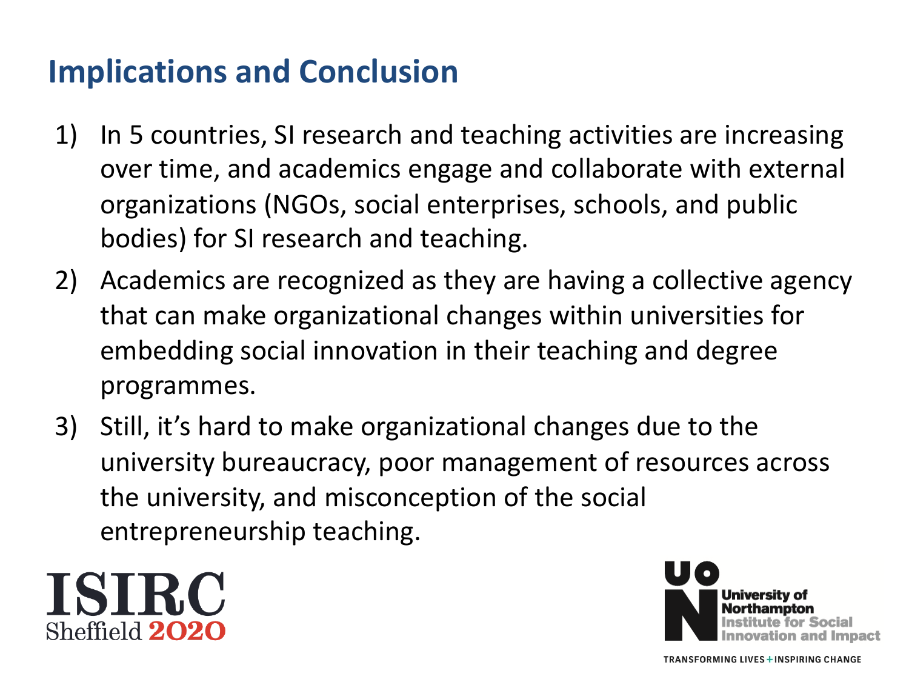## Implications and Conclusion

1) In 5 countries, SI research and teaching activities are increasing over time, and academics engage and collaborate with external organizations (NGOs, social enterprises, schools, and public bodies) for SI research and teaching.
2) Academics are recognized as they are having a collective agency that can make organizational changes within universities for embedding social innovation in their teaching and degree programmes.
3) Still, it's hard to make organizational changes due to the university bureaucracy, poor management of resources across the university, and misconception of the social entrepreneurship teaching.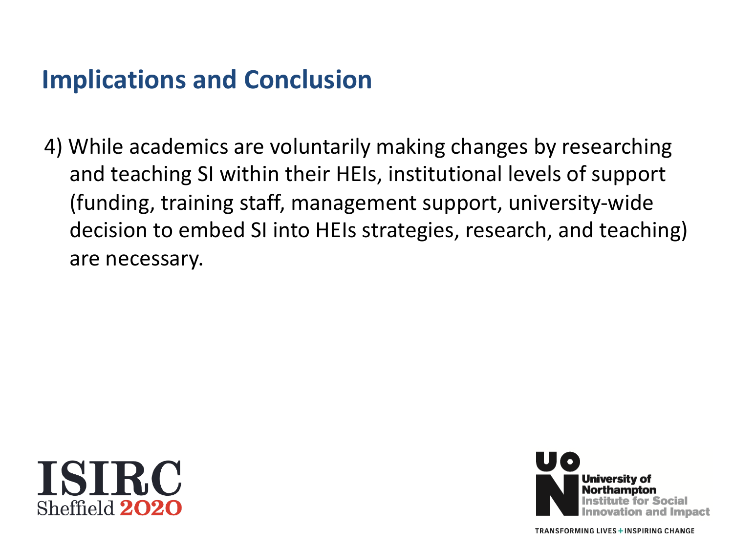## Implications and Conclusion

4) While academics are voluntarily making changes by researching and teaching SI within their HEIs, institutional levels of support (funding, training staff, management support, university-wide decision to embed SI into HEIs strategies, research, and teaching) are necessary.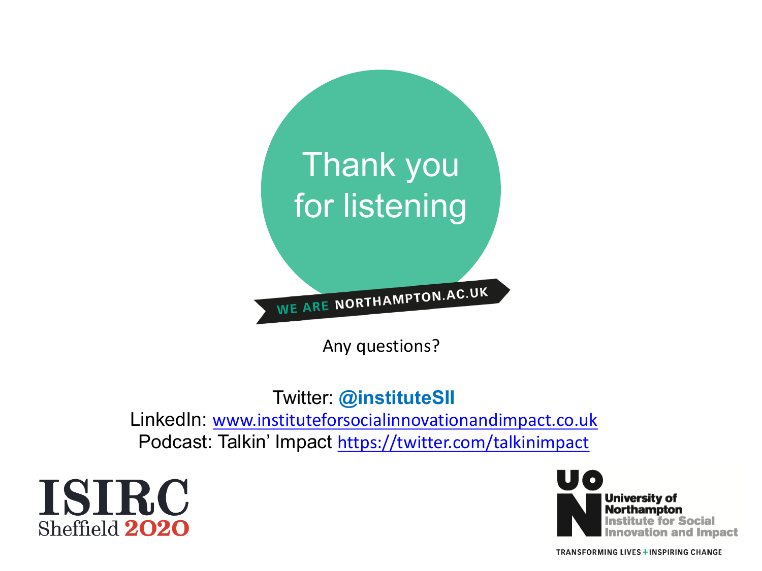# Thank you for listening

WE ARE NORTHAMPTON.AC.UK

Any questions?

Twitter: **@instituteSII**
LinkedIn: www.instituteforsocialinnovationandimpact.co.uk
Podcast: Talkin' Impact https://twitter.com/talkinimpact

ISIRC Sheffield 2020

University of Northampton Institute for Social Innovation and Impact

TRANSFORMING LIVES + INSPIRING CHANGE